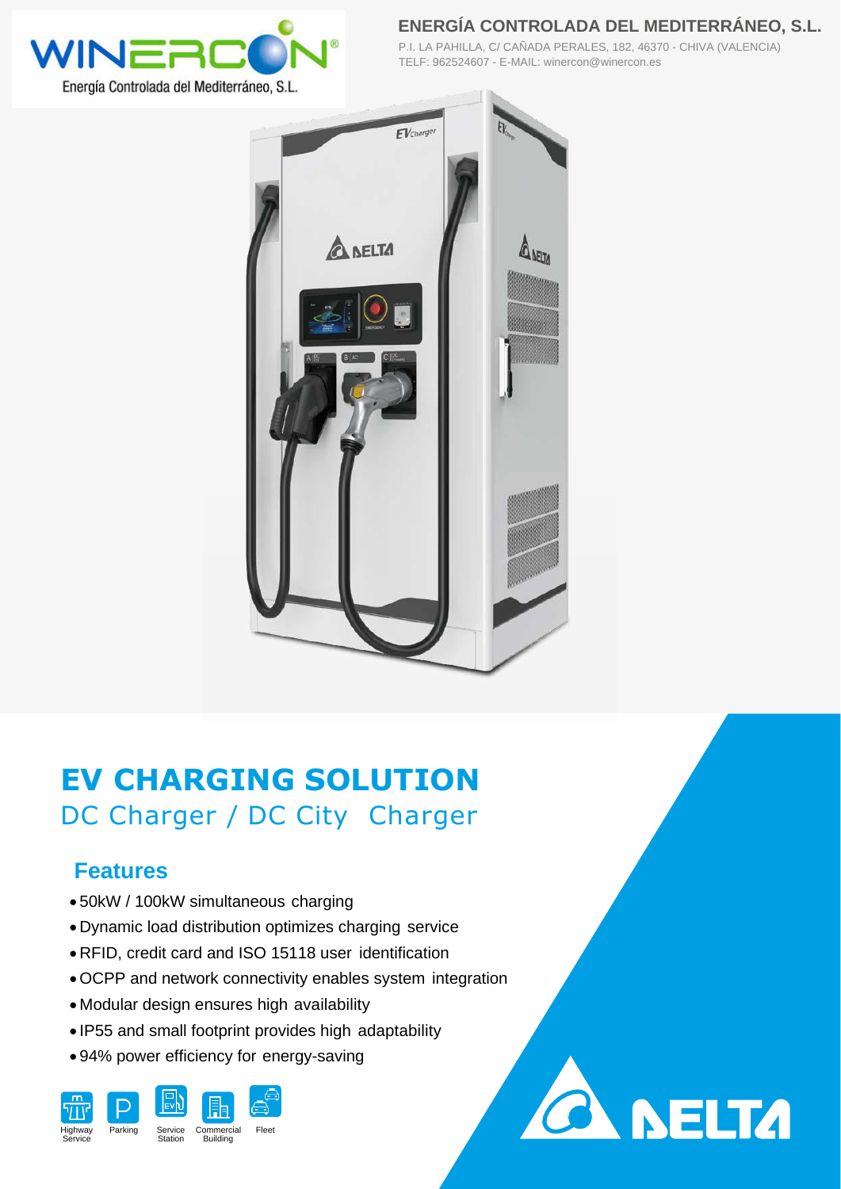WINERCON®
Energía Controlada del Mediterráneo, S.L.

**ENERGÍA CONTROLADA DEL MEDITERRÁNEO, S.L.**

P.I. LA PAHILLA, C/ CAÑADA PERALES, 182, 46370 - CHIVA (VALENCIA)
TELF: 962524607 - E-MAIL: winercon@winercon.es

# EV CHARGING SOLUTION

## DC Charger / DC City Charger

### Features

- 50kW / 100kW simultaneous charging
- Dynamic load distribution optimizes charging service
- RFID, credit card and ISO 15118 user identification
- OCPP and network connectivity enables system integration
- Modular design ensures high availability
- IP55 and small footprint provides high adaptability
- 94% power efficiency for energy-saving

Highway Service | Parking | Service Station | Commercial Building | Fleet

DELTA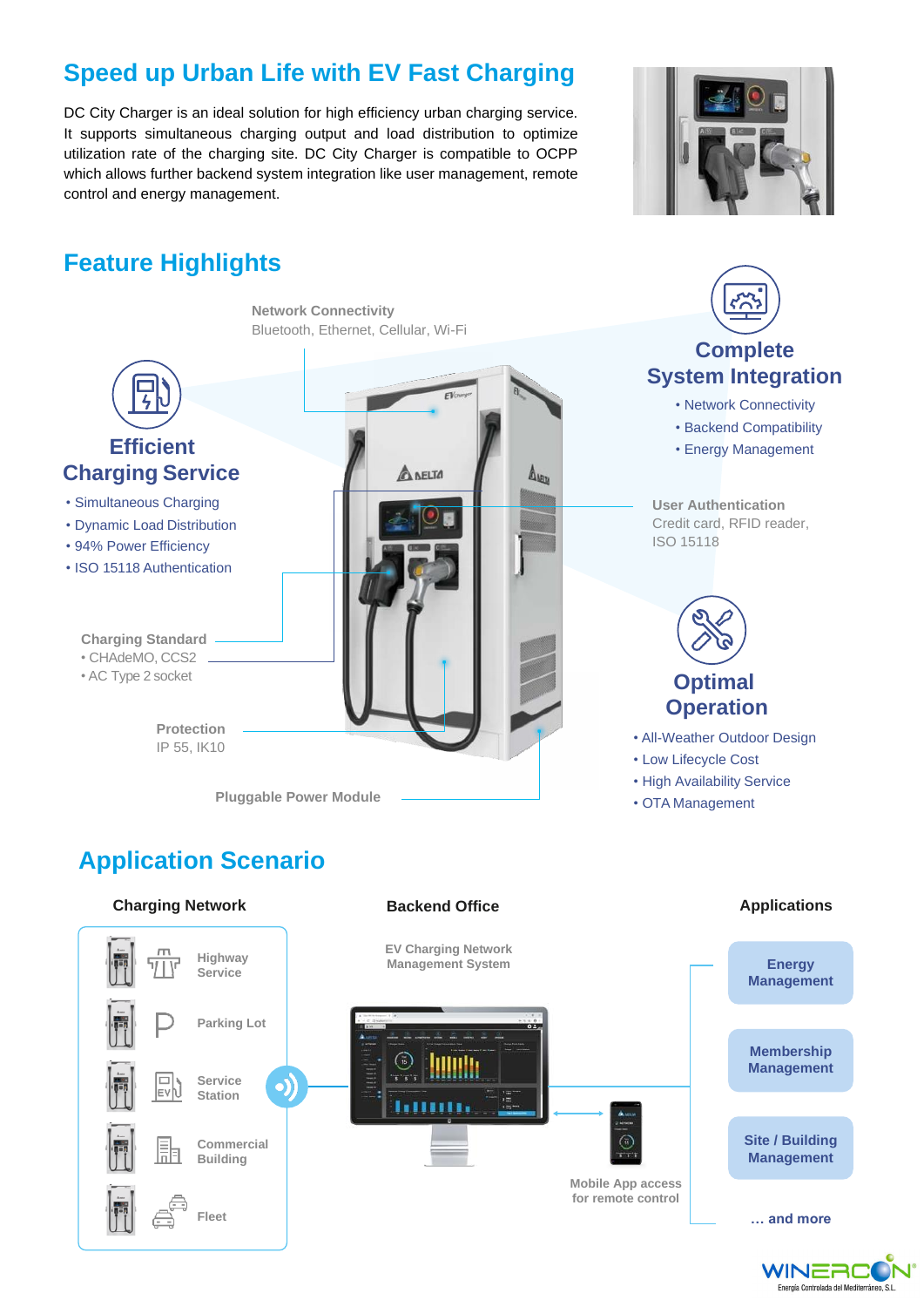## Speed up Urban Life with EV Fast Charging

DC City Charger is an ideal solution for high efficiency urban charging service. It supports simultaneous charging output and load distribution to optimize utilization rate of the charging site. DC City Charger is compatible to OCPP which allows further backend system integration like user management, remote control and energy management.

## Feature Highlights

**Network Connectivity**
Bluetooth, Ethernet, Cellular, Wi-Fi

### Efficient Charging Service

- Simultaneous Charging
- Dynamic Load Distribution
- 94% Power Efficiency
- ISO 15118 Authentication

**Charging Standard**
- CHAdeMO, CCS2
- AC Type 2 socket

**Protection**
IP 55, IK10

**Pluggable Power Module**

### Complete System Integration

- Network Connectivity
- Backend Compatibility
- Energy Management

**User Authentication**
Credit card, RFID reader, ISO 15118

### Optimal Operation

- All-Weather Outdoor Design
- Low Lifecycle Cost
- High Availability Service
- OTA Management

## Application Scenario

**Charging Network**

- Highway Service
- Parking Lot
- Service Station
- Commercial Building
- Fleet

**Backend Office**

EV Charging Network Management System

Mobile App access for remote control

**Applications**

- Energy Management
- Membership Management
- Site / Building Management
- … and more

WINERCON
Energía Controlada del Mediterráneo, S.L.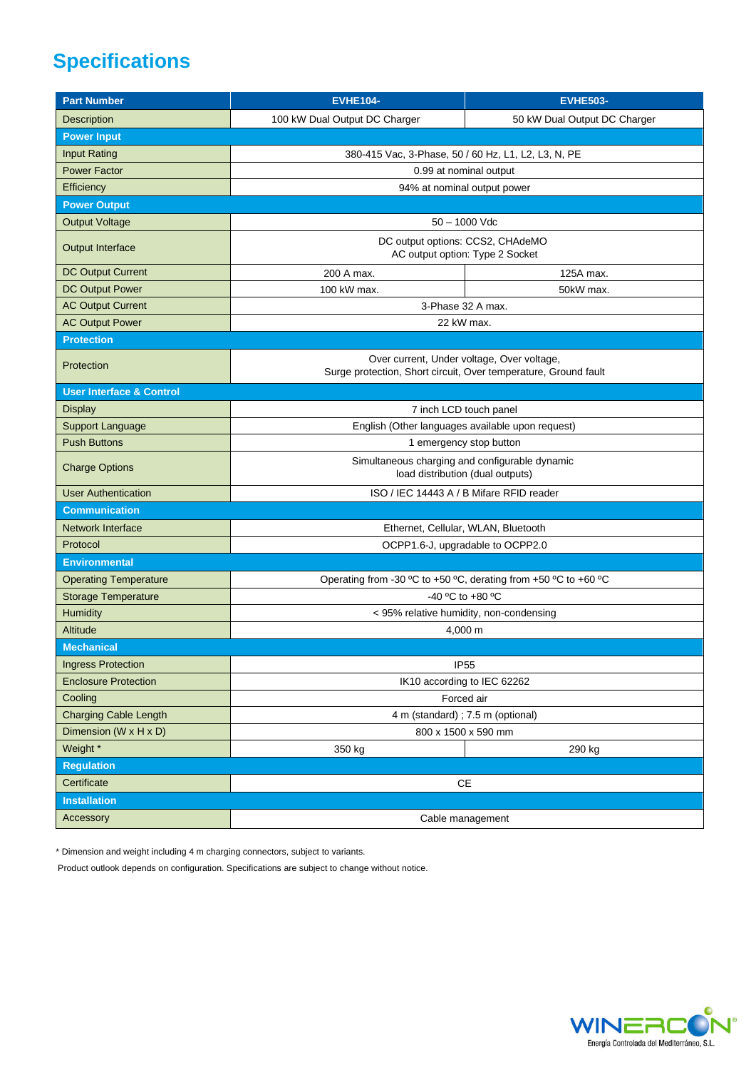## Specifications

| Part Number | EVHE104- | EVHE503- |
|---|---|---|
| Description | 100 kW Dual Output DC Charger | 50 kW Dual Output DC Charger |
| **Power Input** | | |
| Input Rating | 380-415 Vac, 3-Phase, 50 / 60 Hz, L1, L2, L3, N, PE | |
| Power Factor | 0.99 at nominal output | |
| Efficiency | 94% at nominal output power | |
| **Power Output** | | |
| Output Voltage | 50 – 1000 Vdc | |
| Output Interface | DC output options: CCS2, CHAdeMO<br>AC output option: Type 2 Socket | |
| DC Output Current | 200 A max. | 125A max. |
| DC Output Power | 100 kW max. | 50kW max. |
| AC Output Current | 3-Phase 32 A max. | |
| AC Output Power | 22 kW max. | |
| **Protection** | | |
| Protection | Over current, Under voltage, Over voltage,<br>Surge protection, Short circuit, Over temperature, Ground fault | |
| **User Interface & Control** | | |
| Display | 7 inch LCD touch panel | |
| Support Language | English (Other languages available upon request) | |
| Push Buttons | 1 emergency stop button | |
| Charge Options | Simultaneous charging and configurable dynamic<br>load distribution (dual outputs) | |
| User Authentication | ISO / IEC 14443 A / B Mifare RFID reader | |
| **Communication** | | |
| Network Interface | Ethernet, Cellular, WLAN, Bluetooth | |
| Protocol | OCPP1.6-J, upgradable to OCPP2.0 | |
| **Environmental** | | |
| Operating Temperature | Operating from -30 ºC to +50 ºC, derating from +50 ºC to +60 ºC | |
| Storage Temperature | -40 ºC to +80 ºC | |
| Humidity | < 95% relative humidity, non-condensing | |
| Altitude | 4,000 m | |
| **Mechanical** | | |
| Ingress Protection | IP55 | |
| Enclosure Protection | IK10 according to IEC 62262 | |
| Cooling | Forced air | |
| Charging Cable Length | 4 m (standard) ; 7.5 m (optional) | |
| Dimension (W x H x D) | 800 x 1500 x 590 mm | |
| Weight * | 350 kg | 290 kg |
| **Regulation** | | |
| Certificate | CE | |
| **Installation** | | |
| Accessory | Cable management | |

* Dimension and weight including 4 m charging connectors, subject to variants.

Product outlook depends on configuration. Specifications are subject to change without notice.

WINERCON
Energía Controlada del Mediterráneo, S.L.